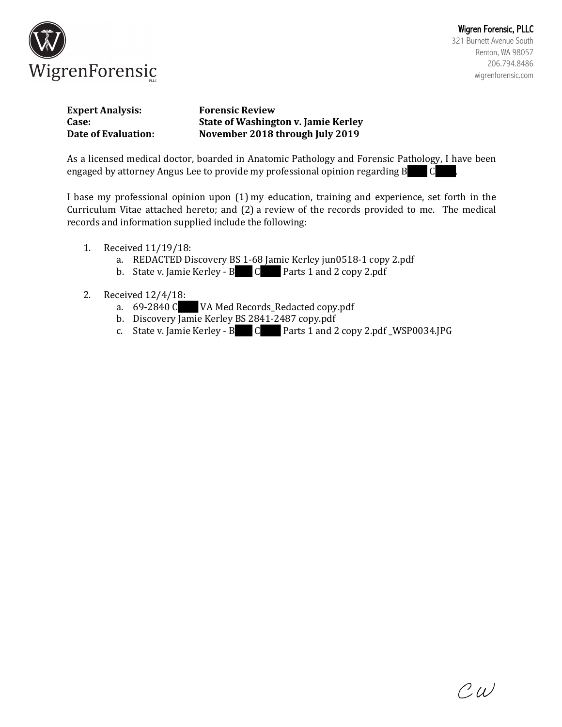Wigren Forensic, PLLC
321 Burnett Avenue South
Renton, WA 98057
206.794.8486
wigrenforensic.com

**Expert Analysis:** **Forensic Review**
**Case:** **State of Washington v. Jamie Kerley**
**Date of Evaluation:** **November 2018 through July 2019**

As a licensed medical doctor, boarded in Anatomic Pathology and Forensic Pathology, I have been engaged by attorney Angus Lee to provide my professional opinion regarding B███ C███.

I base my professional opinion upon (1) my education, training and experience, set forth in the Curriculum Vitae attached hereto; and (2) a review of the records provided to me. The medical records and information supplied include the following:

1. Received 11/19/18:
   a. REDACTED Discovery BS 1-68 Jamie Kerley jun0518-1 copy 2.pdf
   b. State v. Jamie Kerley - B███ C███ Parts 1 and 2 copy 2.pdf

2. Received 12/4/18:
   a. 69-2840 C███ VA Med Records_Redacted copy.pdf
   b. Discovery Jamie Kerley BS 2841-2487 copy.pdf
   c. State v. Jamie Kerley - B███ C███ Parts 1 and 2 copy 2.pdf _WSP0034.JPG

CW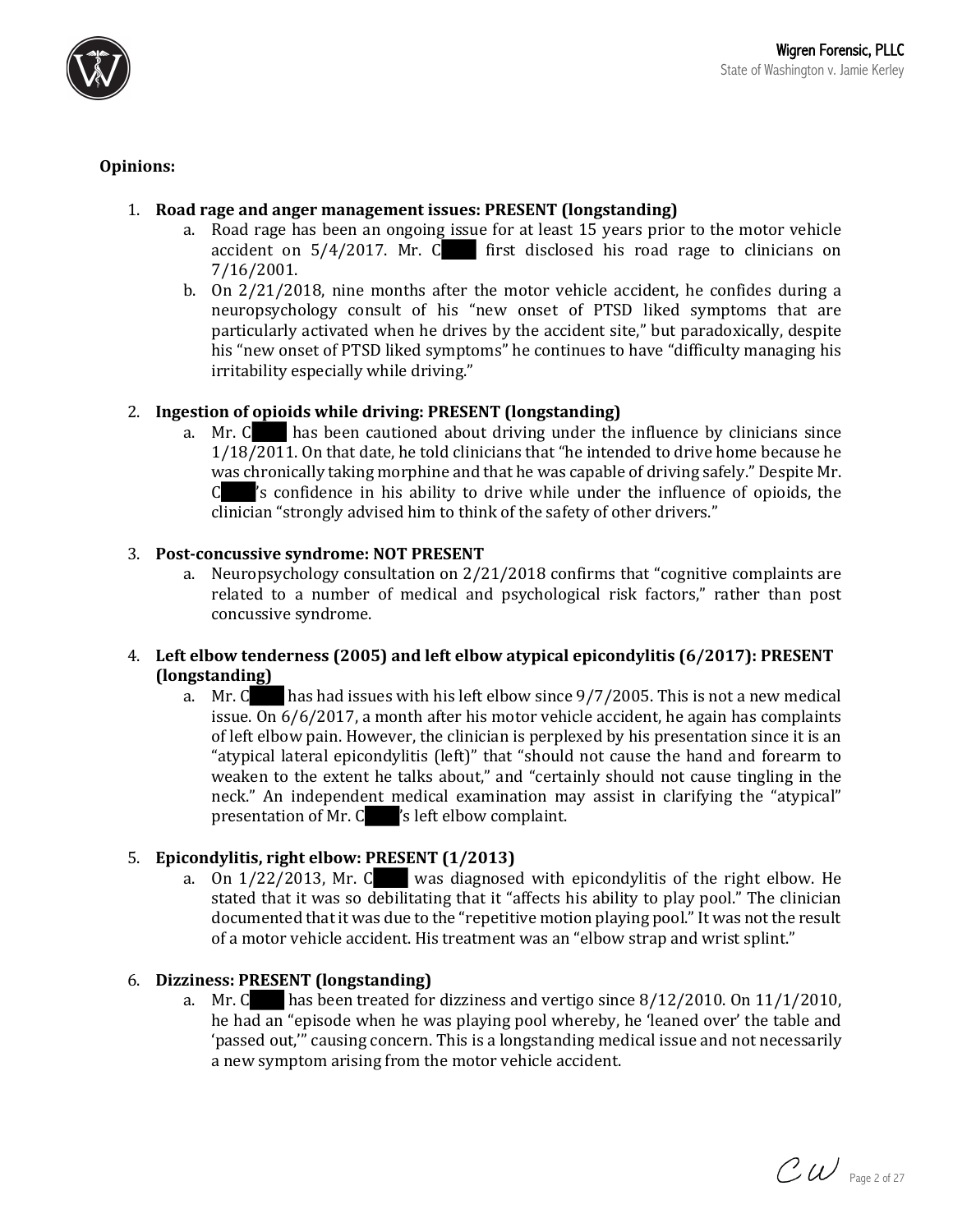**Opinions:**

1. **Road rage and anger management issues: PRESENT (longstanding)**
   a. Road rage has been an ongoing issue for at least 15 years prior to the motor vehicle accident on 5/4/2017. Mr. C████ first disclosed his road rage to clinicians on 7/16/2001.
   b. On 2/21/2018, nine months after the motor vehicle accident, he confides during a neuropsychology consult of his "new onset of PTSD liked symptoms that are particularly activated when he drives by the accident site," but paradoxically, despite his "new onset of PTSD liked symptoms" he continues to have "difficulty managing his irritability especially while driving."

2. **Ingestion of opioids while driving: PRESENT (longstanding)**
   a. Mr. C████ has been cautioned about driving under the influence by clinicians since 1/18/2011. On that date, he told clinicians that "he intended to drive home because he was chronically taking morphine and that he was capable of driving safely." Despite Mr. C████'s confidence in his ability to drive while under the influence of opioids, the clinician "strongly advised him to think of the safety of other drivers."

3. **Post-concussive syndrome: NOT PRESENT**
   a. Neuropsychology consultation on 2/21/2018 confirms that "cognitive complaints are related to a number of medical and psychological risk factors," rather than post concussive syndrome.

4. **Left elbow tenderness (2005) and left elbow atypical epicondylitis (6/2017): PRESENT (longstanding)**
   a. Mr. C████ has had issues with his left elbow since 9/7/2005. This is not a new medical issue. On 6/6/2017, a month after his motor vehicle accident, he again has complaints of left elbow pain. However, the clinician is perplexed by his presentation since it is an "atypical lateral epicondylitis (left)" that "should not cause the hand and forearm to weaken to the extent he talks about," and "certainly should not cause tingling in the neck." An independent medical examination may assist in clarifying the "atypical" presentation of Mr. C████'s left elbow complaint.

5. **Epicondylitis, right elbow: PRESENT (1/2013)**
   a. On 1/22/2013, Mr. C████ was diagnosed with epicondylitis of the right elbow. He stated that it was so debilitating that it "affects his ability to play pool." The clinician documented that it was due to the "repetitive motion playing pool." It was not the result of a motor vehicle accident. His treatment was an "elbow strap and wrist splint."

6. **Dizziness: PRESENT (longstanding)**
   a. Mr. C████ has been treated for dizziness and vertigo since 8/12/2010. On 11/1/2010, he had an "episode when he was playing pool whereby, he 'leaned over' the table and 'passed out,'" causing concern. This is a longstanding medical issue and not necessarily a new symptom arising from the motor vehicle accident.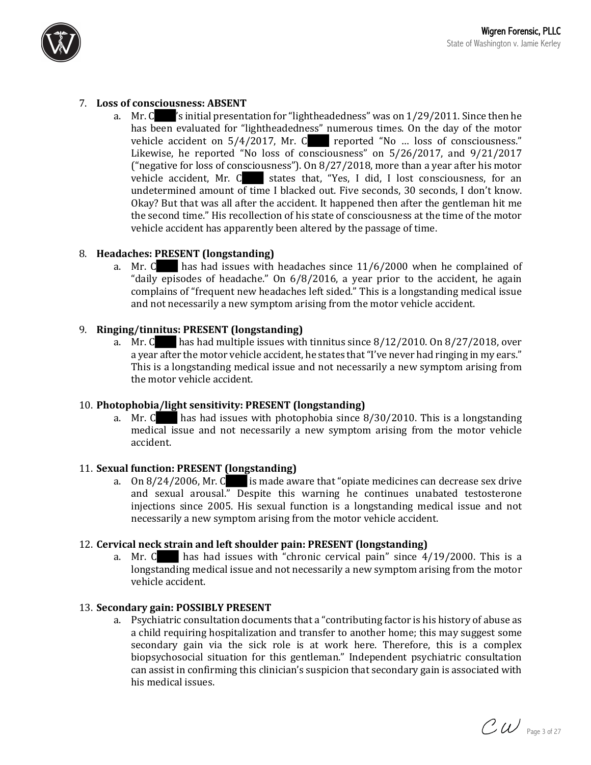7. **Loss of consciousness: ABSENT**
   a. Mr. C█████'s initial presentation for "lightheadedness" was on 1/29/2011. Since then he has been evaluated for "lightheadedness" numerous times. On the day of the motor vehicle accident on 5/4/2017, Mr. C█████ reported "No … loss of consciousness." Likewise, he reported "No loss of consciousness" on 5/26/2017, and 9/21/2017 ("negative for loss of consciousness"). On 8/27/2018, more than a year after his motor vehicle accident, Mr. C█████ states that, "Yes, I did, I lost consciousness, for an undetermined amount of time I blacked out. Five seconds, 30 seconds, I don't know. Okay? But that was all after the accident. It happened then after the gentleman hit me the second time." His recollection of his state of consciousness at the time of the motor vehicle accident has apparently been altered by the passage of time.

8. **Headaches: PRESENT (longstanding)**
   a. Mr. C█████ has had issues with headaches since 11/6/2000 when he complained of "daily episodes of headache." On 6/8/2016, a year prior to the accident, he again complains of "frequent new headaches left sided." This is a longstanding medical issue and not necessarily a new symptom arising from the motor vehicle accident.

9. **Ringing/tinnitus: PRESENT (longstanding)**
   a. Mr. C█████ has had multiple issues with tinnitus since 8/12/2010. On 8/27/2018, over a year after the motor vehicle accident, he states that "I've never had ringing in my ears." This is a longstanding medical issue and not necessarily a new symptom arising from the motor vehicle accident.

10. **Photophobia/light sensitivity: PRESENT (longstanding)**
    a. Mr. C█████ has had issues with photophobia since 8/30/2010. This is a longstanding medical issue and not necessarily a new symptom arising from the motor vehicle accident.

11. **Sexual function: PRESENT (longstanding)**
    a. On 8/24/2006, Mr. C█████ is made aware that "opiate medicines can decrease sex drive and sexual arousal." Despite this warning he continues unabated testosterone injections since 2005. His sexual function is a longstanding medical issue and not necessarily a new symptom arising from the motor vehicle accident.

12. **Cervical neck strain and left shoulder pain: PRESENT (longstanding)**
    a. Mr. C█████ has had issues with "chronic cervical pain" since 4/19/2000. This is a longstanding medical issue and not necessarily a new symptom arising from the motor vehicle accident.

13. **Secondary gain: POSSIBLY PRESENT**
    a. Psychiatric consultation documents that a "contributing factor is his history of abuse as a child requiring hospitalization and transfer to another home; this may suggest some secondary gain via the sick role is at work here. Therefore, this is a complex biopsychosocial situation for this gentleman." Independent psychiatric consultation can assist in confirming this clinician's suspicion that secondary gain is associated with his medical issues.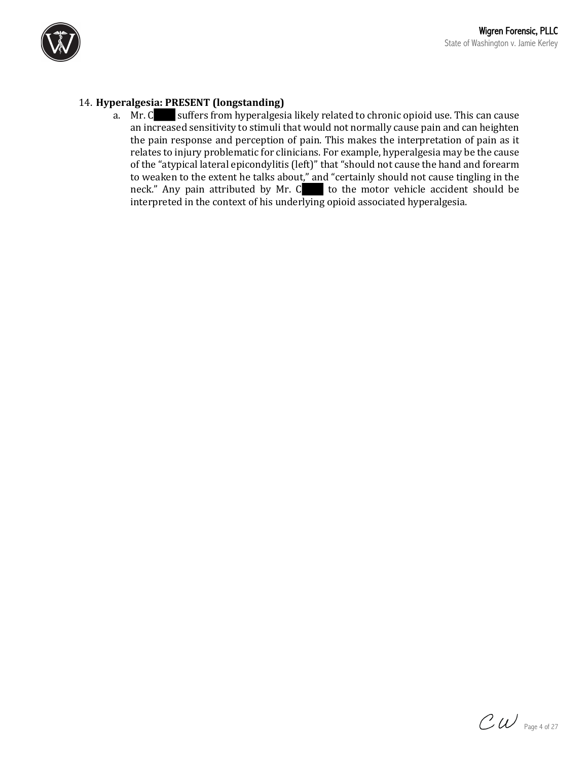14. **Hyperalgesia: PRESENT (longstanding)**
    a. Mr. C████ suffers from hyperalgesia likely related to chronic opioid use. This can cause an increased sensitivity to stimuli that would not normally cause pain and can heighten the pain response and perception of pain. This makes the interpretation of pain as it relates to injury problematic for clinicians. For example, hyperalgesia may be the cause of the "atypical lateral epicondylitis (left)" that "should not cause the hand and forearm to weaken to the extent he talks about," and "certainly should not cause tingling in the neck." Any pain attributed by Mr. C████ to the motor vehicle accident should be interpreted in the context of his underlying opioid associated hyperalgesia.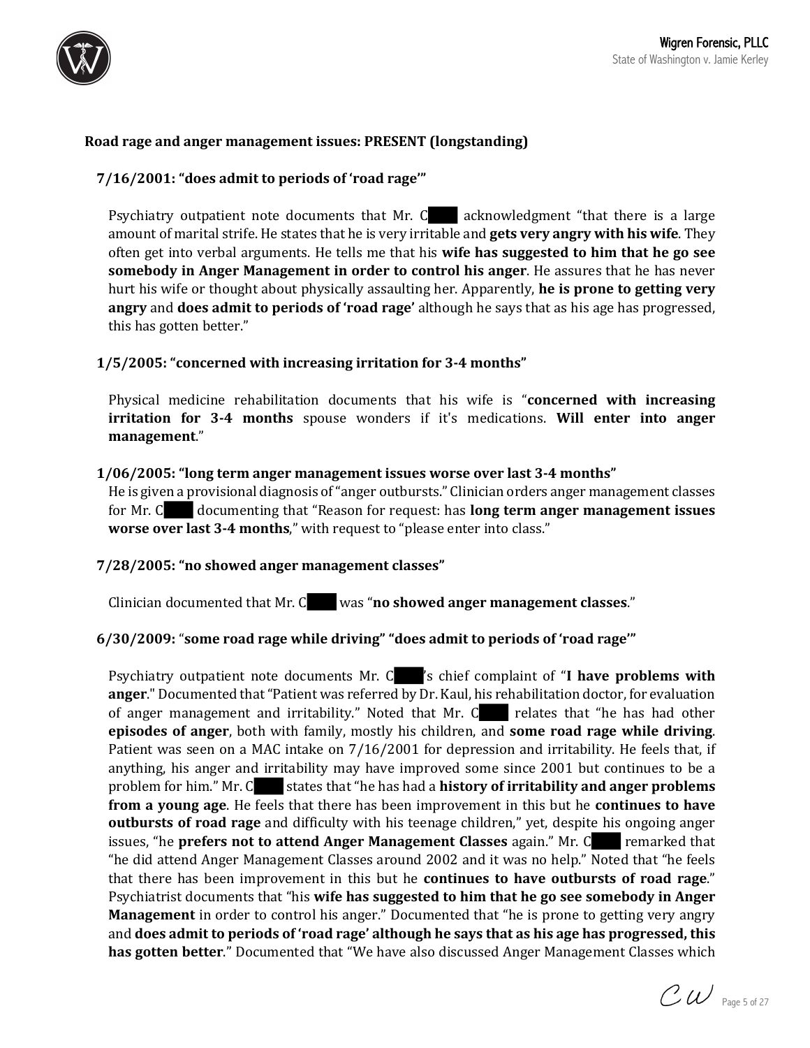**Road rage and anger management issues: PRESENT (longstanding)**

**7/16/2001: "does admit to periods of 'road rage'"**

Psychiatry outpatient note documents that Mr. C█ acknowledgment "that there is a large amount of marital strife. He states that he is very irritable and **gets very angry with his wife**. They often get into verbal arguments. He tells me that his **wife has suggested to him that he go see somebody in Anger Management in order to control his anger**. He assures that he has never hurt his wife or thought about physically assaulting her. Apparently, **he is prone to getting very angry** and **does admit to periods of 'road rage'** although he says that as his age has progressed, this has gotten better."

**1/5/2005: "concerned with increasing irritation for 3-4 months"**

Physical medicine rehabilitation documents that his wife is "**concerned with increasing irritation for 3-4 months** spouse wonders if it's medications. **Will enter into anger management**."

**1/06/2005: "long term anger management issues worse over last 3-4 months"**

He is given a provisional diagnosis of "anger outbursts." Clinician orders anger management classes for Mr. C█ documenting that "Reason for request: has **long term anger management issues worse over last 3-4 months**," with request to "please enter into class."

**7/28/2005: "no showed anger management classes"**

Clinician documented that Mr. C█ was "**no showed anger management classes**."

**6/30/2009:** "**some road rage while driving" "does admit to periods of 'road rage'"**

Psychiatry outpatient note documents Mr. C█'s chief complaint of "**I have problems with anger**." Documented that "Patient was referred by Dr. Kaul, his rehabilitation doctor, for evaluation of anger management and irritability." Noted that Mr. C█ relates that "he has had other **episodes of anger**, both with family, mostly his children, and **some road rage while driving**. Patient was seen on a MAC intake on 7/16/2001 for depression and irritability. He feels that, if anything, his anger and irritability may have improved some since 2001 but continues to be a problem for him." Mr. C█ states that "he has had a **history of irritability and anger problems from a young age**. He feels that there has been improvement in this but he **continues to have outbursts of road rage** and difficulty with his teenage children," yet, despite his ongoing anger issues, "he **prefers not to attend Anger Management Classes** again." Mr. C█ remarked that "he did attend Anger Management Classes around 2002 and it was no help." Noted that "he feels that there has been improvement in this but he **continues to have outbursts of road rage**." Psychiatrist documents that "his **wife has suggested to him that he go see somebody in Anger Management** in order to control his anger." Documented that "he is prone to getting very angry and **does admit to periods of 'road rage' although he says that as his age has progressed, this has gotten better**." Documented that "We have also discussed Anger Management Classes which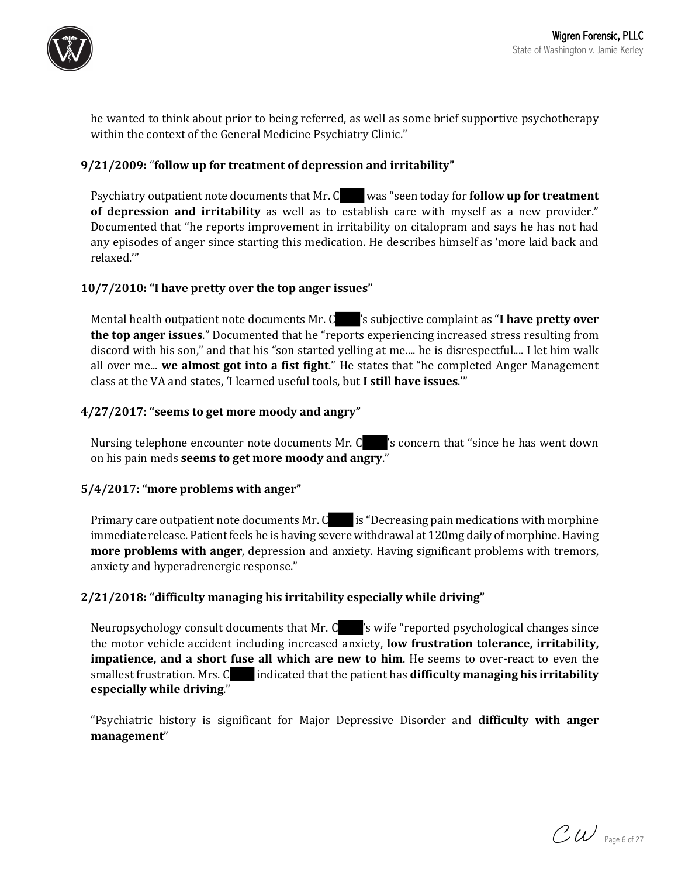he wanted to think about prior to being referred, as well as some brief supportive psychotherapy within the context of the General Medicine Psychiatry Clinic."

**9/21/2009: "follow up for treatment of depression and irritability"**

Psychiatry outpatient note documents that Mr. C█████ was "seen today for **follow up for treatment of depression and irritability** as well as to establish care with myself as a new provider." Documented that "he reports improvement in irritability on citalopram and says he has not had any episodes of anger since starting this medication. He describes himself as 'more laid back and relaxed.'"

**10/7/2010: "I have pretty over the top anger issues"**

Mental health outpatient note documents Mr. C█████'s subjective complaint as "**I have pretty over the top anger issues**." Documented that he "reports experiencing increased stress resulting from discord with his son," and that his "son started yelling at me.... he is disrespectful.... I let him walk all over me... **we almost got into a fist fight**." He states that "he completed Anger Management class at the VA and states, 'I learned useful tools, but **I still have issues**.'"

**4/27/2017: "seems to get more moody and angry"**

Nursing telephone encounter note documents Mr. C█████'s concern that "since he has went down on his pain meds **seems to get more moody and angry**."

**5/4/2017: "more problems with anger"**

Primary care outpatient note documents Mr. C█████ is "Decreasing pain medications with morphine immediate release. Patient feels he is having severe withdrawal at 120mg daily of morphine. Having **more problems with anger**, depression and anxiety. Having significant problems with tremors, anxiety and hyperadrenergic response."

**2/21/2018: "difficulty managing his irritability especially while driving"**

Neuropsychology consult documents that Mr. C█████'s wife "reported psychological changes since the motor vehicle accident including increased anxiety, **low frustration tolerance, irritability, impatience, and a short fuse all which are new to him**. He seems to over-react to even the smallest frustration. Mrs. C█████ indicated that the patient has **difficulty managing his irritability especially while driving**."

"Psychiatric history is significant for Major Depressive Disorder and **difficulty with anger management**"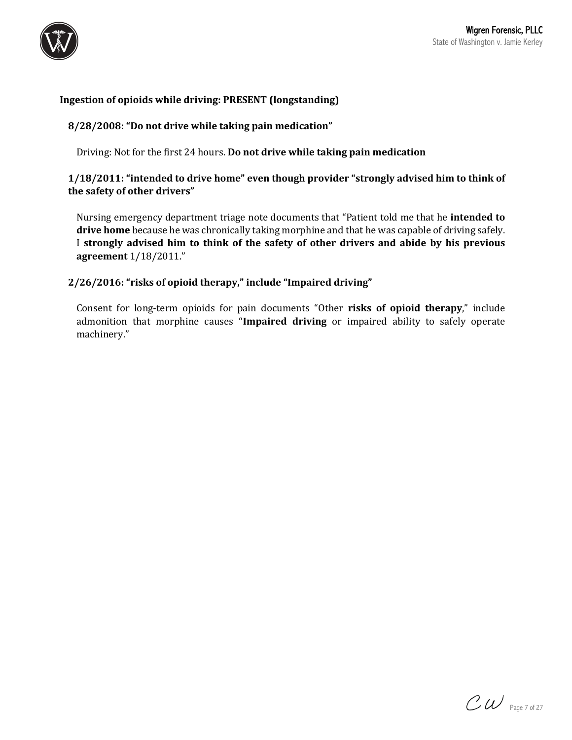**Ingestion of opioids while driving: PRESENT (longstanding)**

**8/28/2008: "Do not drive while taking pain medication"**

Driving: Not for the first 24 hours. **Do not drive while taking pain medication**

**1/18/2011: "intended to drive home" even though provider "strongly advised him to think of the safety of other drivers"**

Nursing emergency department triage note documents that "Patient told me that he **intended to drive home** because he was chronically taking morphine and that he was capable of driving safely. I **strongly advised him to think of the safety of other drivers and abide by his previous agreement** 1/18/2011."

**2/26/2016: "risks of opioid therapy," include "Impaired driving"**

Consent for long-term opioids for pain documents "Other **risks of opioid therapy**," include admonition that morphine causes "**Impaired driving** or impaired ability to safely operate machinery."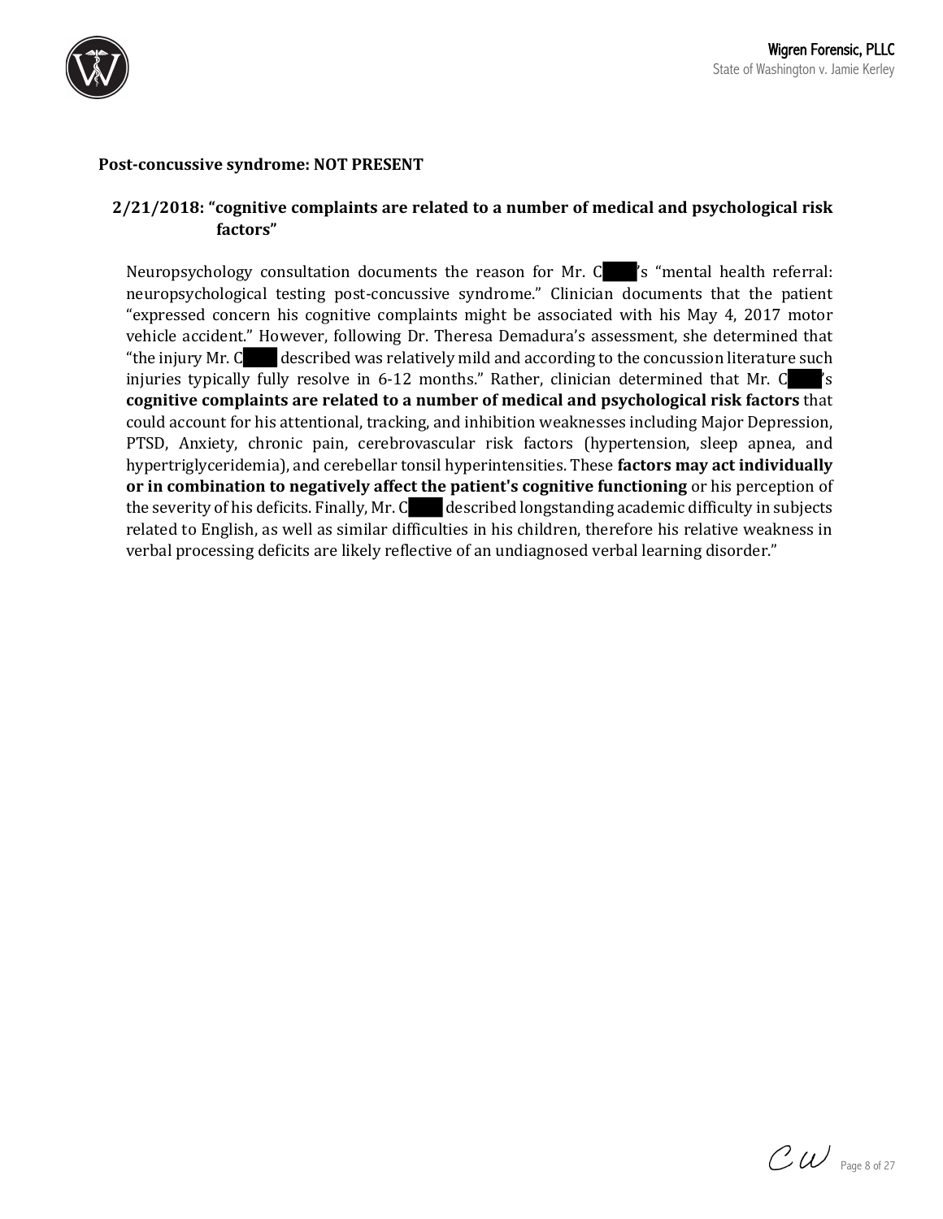**Post-concussive syndrome: NOT PRESENT**

**2/21/2018: "cognitive complaints are related to a number of medical and psychological risk factors"**

Neuropsychology consultation documents the reason for Mr. C███'s "mental health referral: neuropsychological testing post-concussive syndrome." Clinician documents that the patient "expressed concern his cognitive complaints might be associated with his May 4, 2017 motor vehicle accident." However, following Dr. Theresa Demadura's assessment, she determined that "the injury Mr. C███ described was relatively mild and according to the concussion literature such injuries typically fully resolve in 6-12 months." Rather, clinician determined that Mr. C███'s **cognitive complaints are related to a number of medical and psychological risk factors** that could account for his attentional, tracking, and inhibition weaknesses including Major Depression, PTSD, Anxiety, chronic pain, cerebrovascular risk factors (hypertension, sleep apnea, and hypertriglyceridemia), and cerebellar tonsil hyperintensities. These **factors may act individually or in combination to negatively affect the patient's cognitive functioning** or his perception of the severity of his deficits. Finally, Mr. C███ described longstanding academic difficulty in subjects related to English, as well as similar difficulties in his children, therefore his relative weakness in verbal processing deficits are likely reflective of an undiagnosed verbal learning disorder."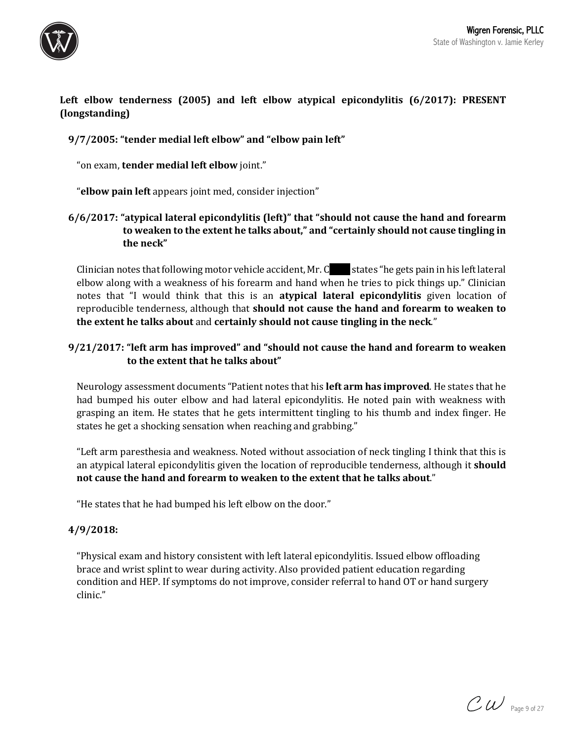**Left elbow tenderness (2005) and left elbow atypical epicondylitis (6/2017): PRESENT (longstanding)**

**9/7/2005: "tender medial left elbow" and "elbow pain left"**

"on exam, **tender medial left elbow** joint."

"**elbow pain left** appears joint med, consider injection"

**6/6/2017: "atypical lateral epicondylitis (left)" that "should not cause the hand and forearm to weaken to the extent he talks about," and "certainly should not cause tingling in the neck"**

Clinician notes that following motor vehicle accident, Mr. C█████ states "he gets pain in his left lateral elbow along with a weakness of his forearm and hand when he tries to pick things up." Clinician notes that "I would think that this is an **atypical lateral epicondylitis** given location of reproducible tenderness, although that **should not cause the hand and forearm to weaken to the extent he talks about** and **certainly should not cause tingling in the neck**."

**9/21/2017: "left arm has improved" and "should not cause the hand and forearm to weaken to the extent that he talks about"**

Neurology assessment documents "Patient notes that his **left arm has improved**. He states that he had bumped his outer elbow and had lateral epicondylitis. He noted pain with weakness with grasping an item. He states that he gets intermittent tingling to his thumb and index finger. He states he get a shocking sensation when reaching and grabbing."

"Left arm paresthesia and weakness. Noted without association of neck tingling I think that this is an atypical lateral epicondylitis given the location of reproducible tenderness, although it **should not cause the hand and forearm to weaken to the extent that he talks about**."

"He states that he had bumped his left elbow on the door."

**4/9/2018:**

"Physical exam and history consistent with left lateral epicondylitis. Issued elbow offloading brace and wrist splint to wear during activity. Also provided patient education regarding condition and HEP. If symptoms do not improve, consider referral to hand OT or hand surgery clinic."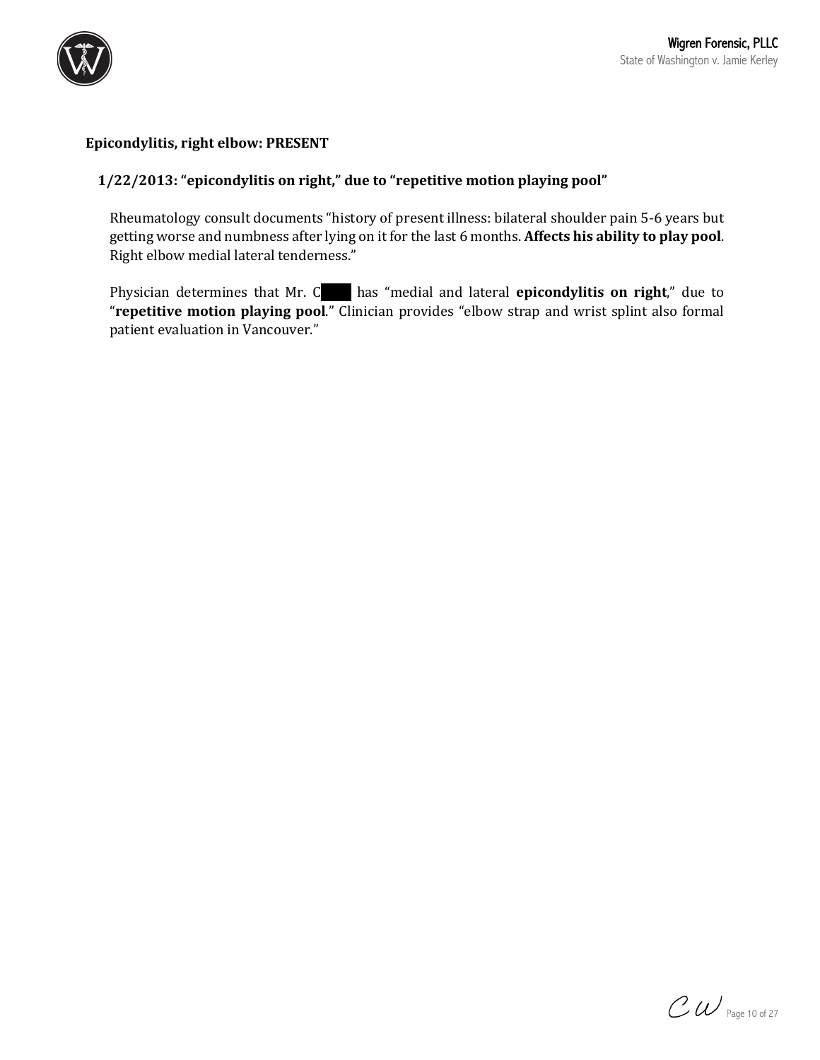**Epicondylitis, right elbow: PRESENT**

**1/22/2013: "epicondylitis on right," due to "repetitive motion playing pool"**

Rheumatology consult documents "history of present illness: bilateral shoulder pain 5-6 years but getting worse and numbness after lying on it for the last 6 months. **Affects his ability to play pool**. Right elbow medial lateral tenderness."

Physician determines that Mr. C████ has "medial and lateral **epicondylitis on right**," due to "**repetitive motion playing pool**." Clinician provides "elbow strap and wrist splint also formal patient evaluation in Vancouver."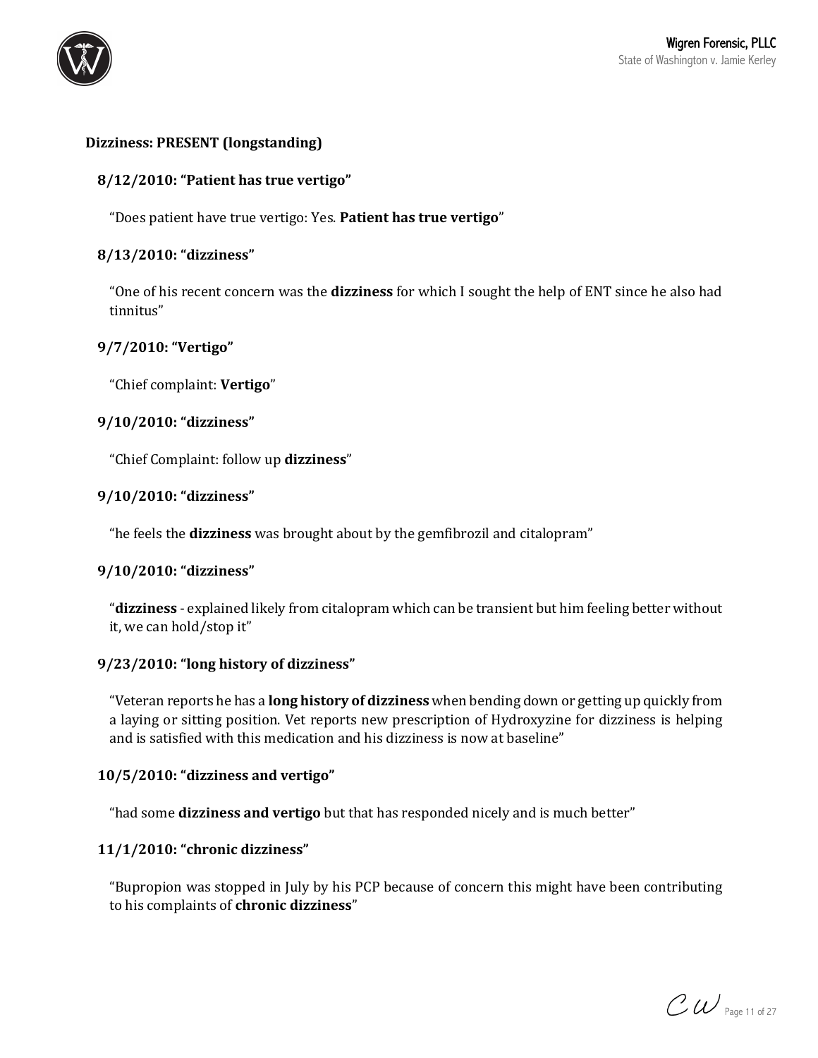**Dizziness: PRESENT (longstanding)**

**8/12/2010: "Patient has true vertigo"**

"Does patient have true vertigo: Yes. **Patient has true vertigo**"

**8/13/2010: "dizziness"**

"One of his recent concern was the **dizziness** for which I sought the help of ENT since he also had tinnitus"

**9/7/2010: "Vertigo"**

"Chief complaint: **Vertigo**"

**9/10/2010: "dizziness"**

"Chief Complaint: follow up **dizziness**"

**9/10/2010: "dizziness"**

"he feels the **dizziness** was brought about by the gemfibrozil and citalopram"

**9/10/2010: "dizziness"**

"**dizziness** - explained likely from citalopram which can be transient but him feeling better without it, we can hold/stop it"

**9/23/2010: "long history of dizziness"**

"Veteran reports he has a **long history of dizziness** when bending down or getting up quickly from a laying or sitting position. Vet reports new prescription of Hydroxyzine for dizziness is helping and is satisfied with this medication and his dizziness is now at baseline"

**10/5/2010: "dizziness and vertigo"**

"had some **dizziness and vertigo** but that has responded nicely and is much better"

**11/1/2010: "chronic dizziness"**

"Bupropion was stopped in July by his PCP because of concern this might have been contributing to his complaints of **chronic dizziness**"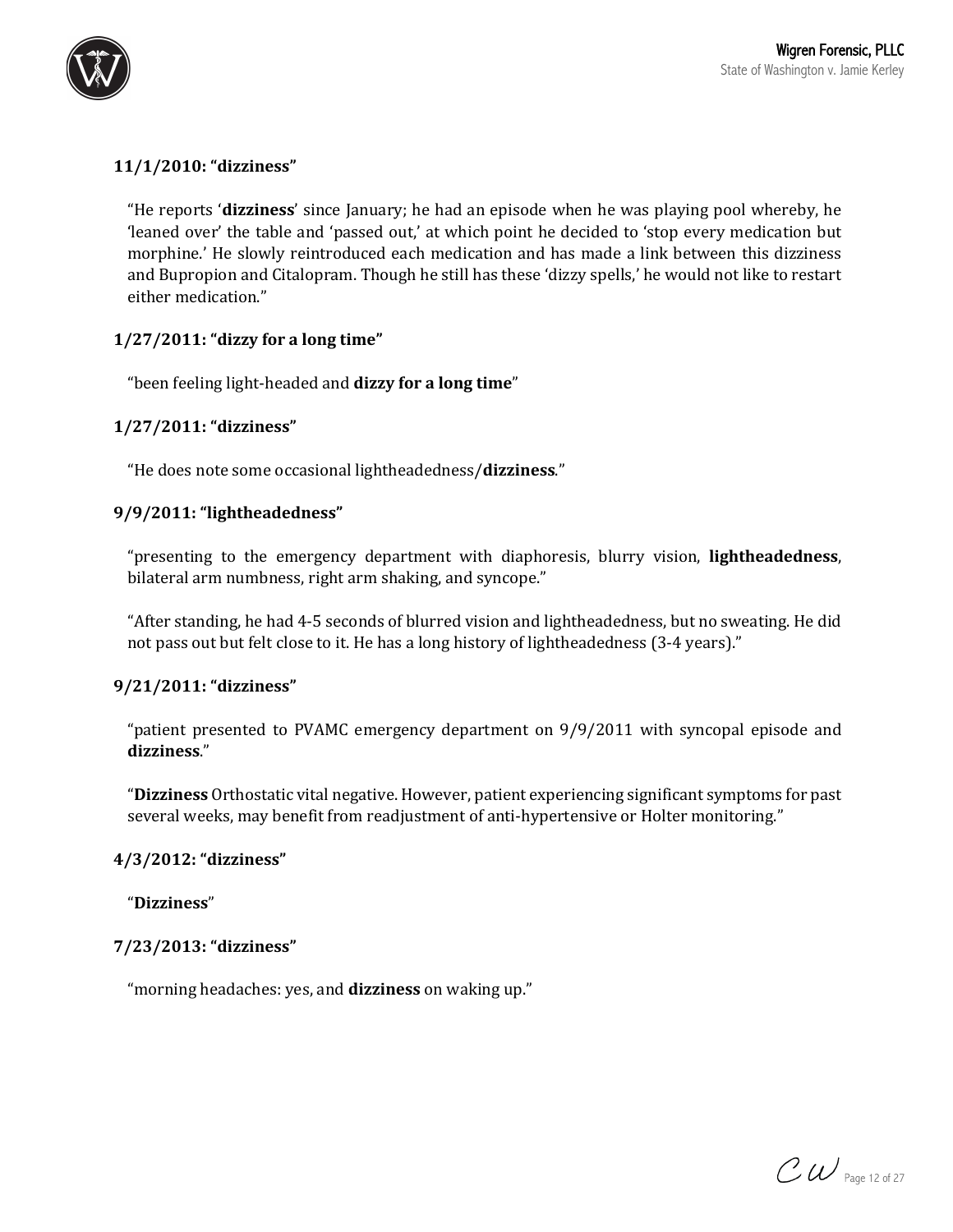**11/1/2010: “dizziness”**

> “He reports ‘**dizziness**’ since January; he had an episode when he was playing pool whereby, he ‘leaned over’ the table and ‘passed out,’ at which point he decided to ‘stop every medication but morphine.’ He slowly reintroduced each medication and has made a link between this dizziness and Bupropion and Citalopram. Though he still has these ‘dizzy spells,’ he would not like to restart either medication.”

**1/27/2011: “dizzy for a long time”**

> “been feeling light-headed and **dizzy for a long time**”

**1/27/2011: “dizziness”**

> “He does note some occasional lightheadedness/**dizziness**.”

**9/9/2011: “lightheadedness”**

> “presenting to the emergency department with diaphoresis, blurry vision, **lightheadedness**, bilateral arm numbness, right arm shaking, and syncope.”
>
> “After standing, he had 4-5 seconds of blurred vision and lightheadedness, but no sweating. He did not pass out but felt close to it. He has a long history of lightheadedness (3-4 years).”

**9/21/2011: “dizziness”**

> “patient presented to PVAMC emergency department on 9/9/2011 with syncopal episode and **dizziness**.”
>
> “**Dizziness** Orthostatic vital negative. However, patient experiencing significant symptoms for past several weeks, may benefit from readjustment of anti-hypertensive or Holter monitoring.”

**4/3/2012: “dizziness”**

> “**Dizziness**”

**7/23/2013: “dizziness”**

> “morning headaches: yes, and **dizziness** on waking up.”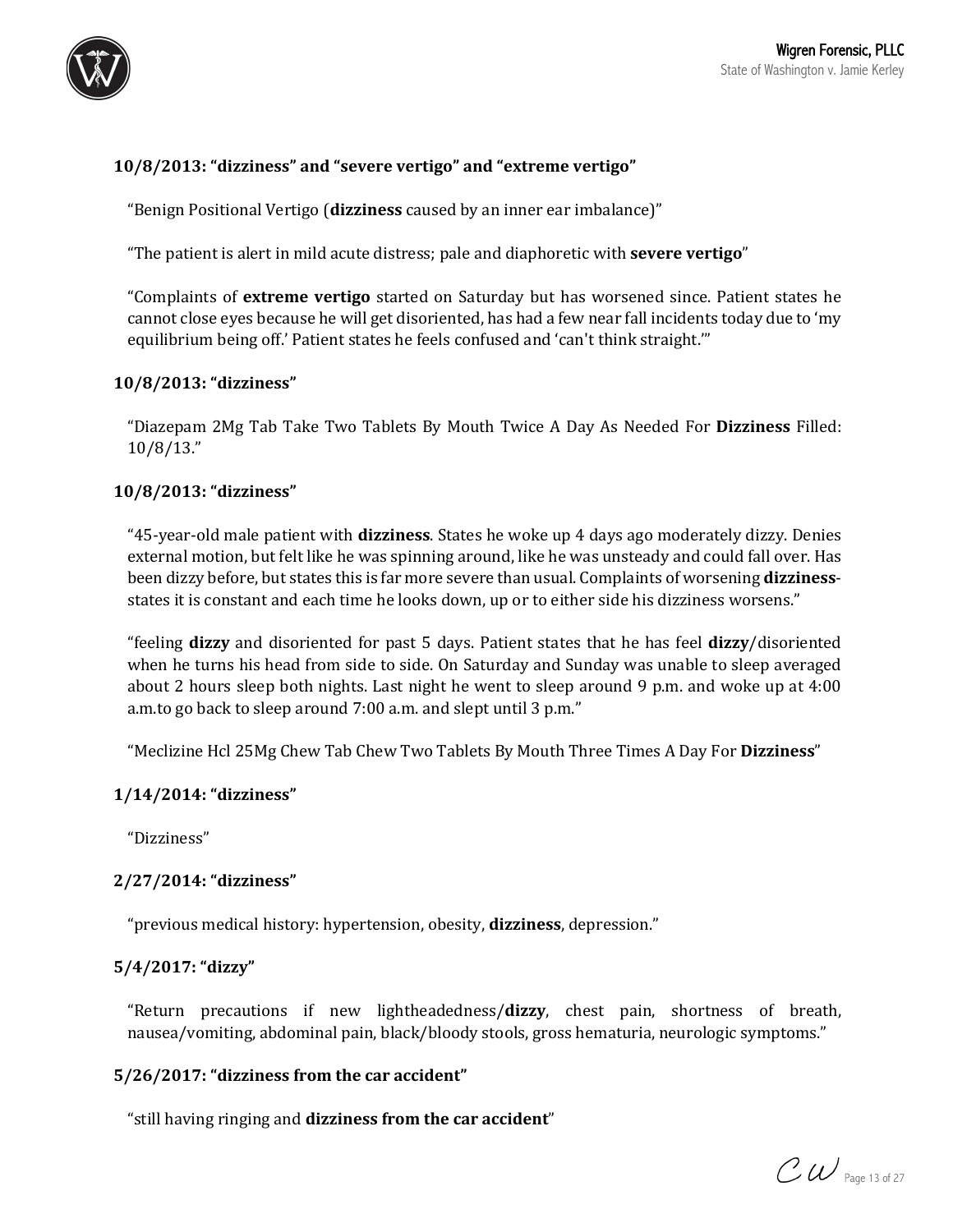**10/8/2013: "dizziness" and "severe vertigo" and "extreme vertigo"**

"Benign Positional Vertigo (**dizziness** caused by an inner ear imbalance)"

"The patient is alert in mild acute distress; pale and diaphoretic with **severe vertigo**"

"Complaints of **extreme vertigo** started on Saturday but has worsened since. Patient states he cannot close eyes because he will get disoriented, has had a few near fall incidents today due to 'my equilibrium being off.' Patient states he feels confused and 'can't think straight.'"

**10/8/2013: "dizziness"**

"Diazepam 2Mg Tab Take Two Tablets By Mouth Twice A Day As Needed For **Dizziness** Filled: 10/8/13."

**10/8/2013: "dizziness"**

"45-year-old male patient with **dizziness**. States he woke up 4 days ago moderately dizzy. Denies external motion, but felt like he was spinning around, like he was unsteady and could fall over. Has been dizzy before, but states this is far more severe than usual. Complaints of worsening **dizziness**-states it is constant and each time he looks down, up or to either side his dizziness worsens."

"feeling **dizzy** and disoriented for past 5 days. Patient states that he has feel **dizzy**/disoriented when he turns his head from side to side. On Saturday and Sunday was unable to sleep averaged about 2 hours sleep both nights. Last night he went to sleep around 9 p.m. and woke up at 4:00 a.m.to go back to sleep around 7:00 a.m. and slept until 3 p.m."

"Meclizine Hcl 25Mg Chew Tab Chew Two Tablets By Mouth Three Times A Day For **Dizziness**"

**1/14/2014: "dizziness"**

"Dizziness"

**2/27/2014: "dizziness"**

"previous medical history: hypertension, obesity, **dizziness**, depression."

**5/4/2017: "dizzy"**

"Return precautions if new lightheadedness/**dizzy**, chest pain, shortness of breath, nausea/vomiting, abdominal pain, black/bloody stools, gross hematuria, neurologic symptoms."

**5/26/2017: "dizziness from the car accident"**

"still having ringing and **dizziness from the car accident**"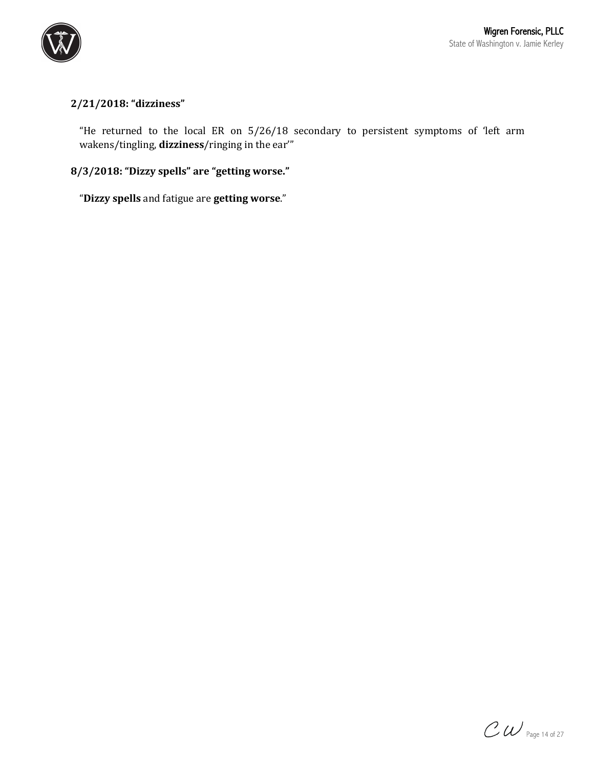**2/21/2018: "dizziness"**

"He returned to the local ER on 5/26/18 secondary to persistent symptoms of 'left arm wakens/tingling, **dizziness**/ringing in the ear'"

**8/3/2018: "Dizzy spells" are "getting worse."**

"**Dizzy spells** and fatigue are **getting worse**."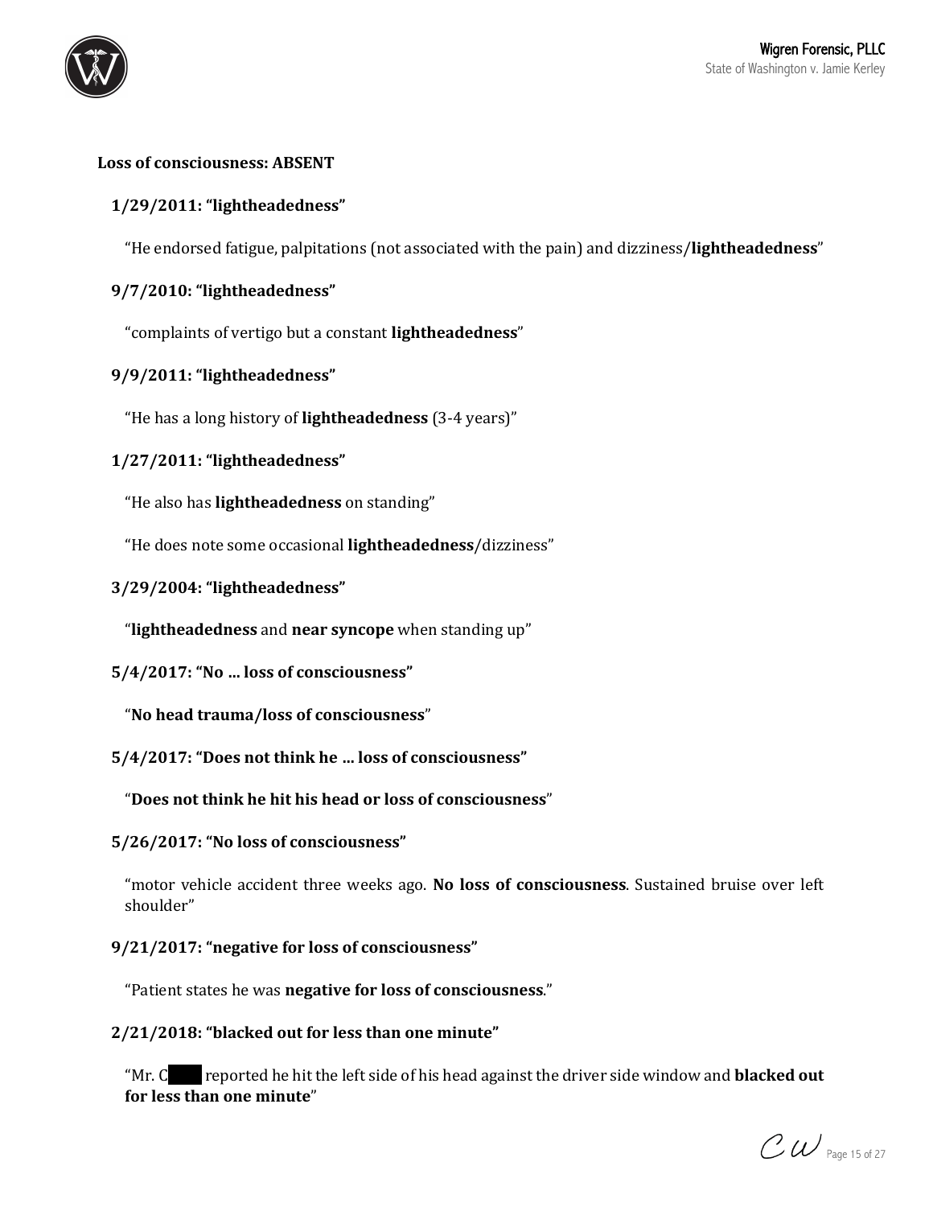**Loss of consciousness: ABSENT**

**1/29/2011: "lightheadedness"**

"He endorsed fatigue, palpitations (not associated with the pain) and dizziness/**lightheadedness**"

**9/7/2010: "lightheadedness"**

"complaints of vertigo but a constant **lightheadedness**"

**9/9/2011: "lightheadedness"**

"He has a long history of **lightheadedness** (3-4 years)"

**1/27/2011: "lightheadedness"**

"He also has **lightheadedness** on standing"

"He does note some occasional **lightheadedness**/dizziness"

**3/29/2004: "lightheadedness"**

"**lightheadedness** and **near syncope** when standing up"

**5/4/2017: "No … loss of consciousness"**

"**No head trauma/loss of consciousness**"

**5/4/2017: "Does not think he … loss of consciousness"**

"**Does not think he hit his head or loss of consciousness**"

**5/26/2017: "No loss of consciousness"**

"motor vehicle accident three weeks ago. **No loss of consciousness**. Sustained bruise over left shoulder"

**9/21/2017: "negative for loss of consciousness"**

"Patient states he was **negative for loss of consciousness**."

**2/21/2018: "blacked out for less than one minute"**

"Mr. C[redacted] reported he hit the left side of his head against the driver side window and **blacked out for less than one minute**"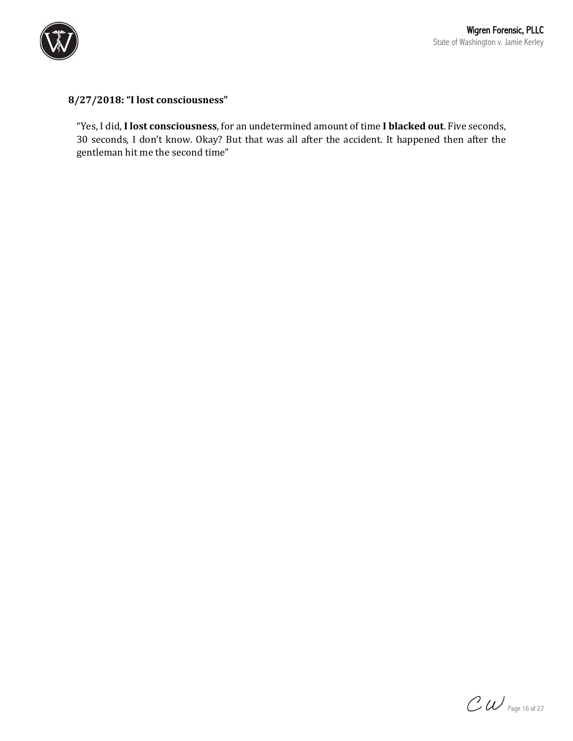**8/27/2018: "I lost consciousness"**

"Yes, I did, **I lost consciousness**, for an undetermined amount of time **I blacked out**. Five seconds, 30 seconds, I don't know. Okay? But that was all after the accident. It happened then after the gentleman hit me the second time"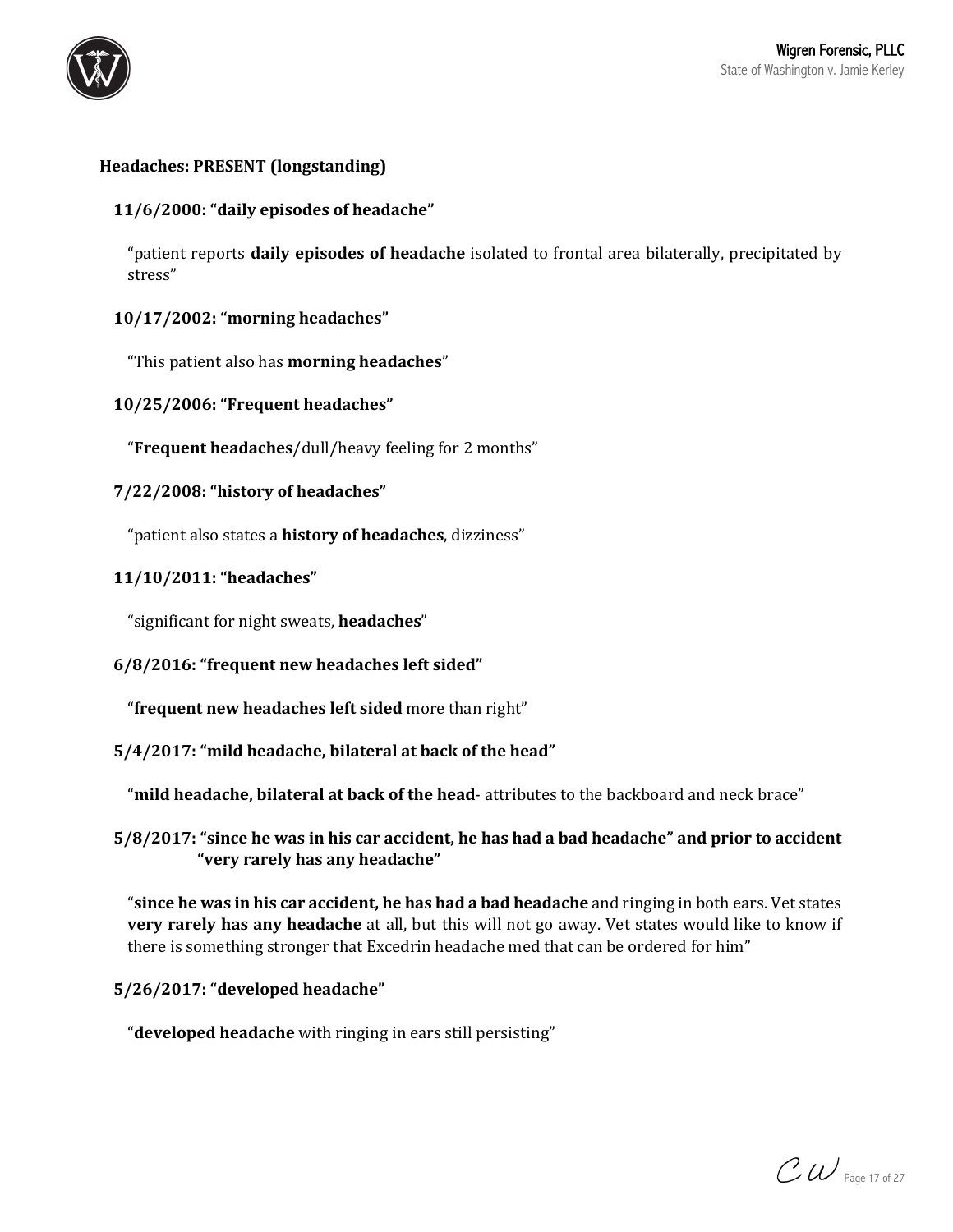**Headaches: PRESENT (longstanding)**

**11/6/2000: "daily episodes of headache"**

"patient reports **daily episodes of headache** isolated to frontal area bilaterally, precipitated by stress"

**10/17/2002: "morning headaches"**

"This patient also has **morning headaches**"

**10/25/2006: "Frequent headaches"**

"**Frequent headaches**/dull/heavy feeling for 2 months"

**7/22/2008: "history of headaches"**

"patient also states a **history of headaches**, dizziness"

**11/10/2011: "headaches"**

"significant for night sweats, **headaches**"

**6/8/2016: "frequent new headaches left sided"**

"**frequent new headaches left sided** more than right"

**5/4/2017: "mild headache, bilateral at back of the head"**

"**mild headache, bilateral at back of the head**- attributes to the backboard and neck brace"

**5/8/2017: "since he was in his car accident, he has had a bad headache" and prior to accident "very rarely has any headache"**

"**since he was in his car accident, he has had a bad headache** and ringing in both ears. Vet states **very rarely has any headache** at all, but this will not go away. Vet states would like to know if there is something stronger that Excedrin headache med that can be ordered for him"

**5/26/2017: "developed headache"**

"**developed headache** with ringing in ears still persisting"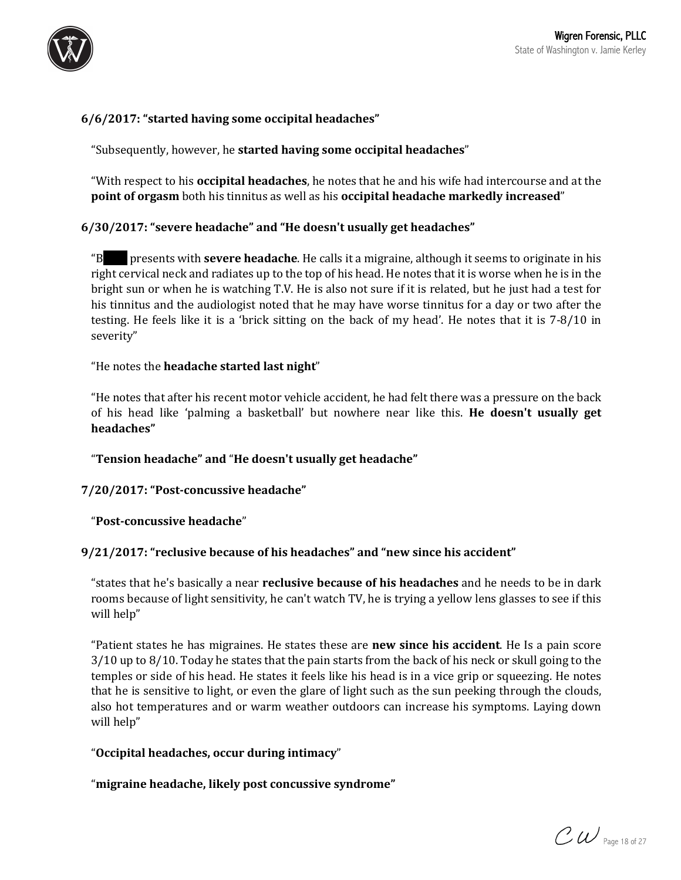**6/6/2017: “started having some occipital headaches”**

“Subsequently, however, he **started having some occipital headaches**”

“With respect to his **occipital headaches**, he notes that he and his wife had intercourse and at the **point of orgasm** both his tinnitus as well as his **occipital headache markedly increased**”

**6/30/2017: “severe headache” and “He doesn't usually get headaches”**

“B█ presents with **severe headache**. He calls it a migraine, although it seems to originate in his right cervical neck and radiates up to the top of his head. He notes that it is worse when he is in the bright sun or when he is watching T.V. He is also not sure if it is related, but he just had a test for his tinnitus and the audiologist noted that he may have worse tinnitus for a day or two after the testing. He feels like it is a ‘brick sitting on the back of my head’. He notes that it is 7-8/10 in severity”

“He notes the **headache started last night**”

“He notes that after his recent motor vehicle accident, he had felt there was a pressure on the back of his head like ‘palming a basketball’ but nowhere near like this. **He doesn't usually get headaches”**

“**Tension headache” and** “**He doesn't usually get headache”**

**7/20/2017: “Post-concussive headache”**

“**Post-concussive headache**”

**9/21/2017: “reclusive because of his headaches” and “new since his accident”**

“states that he's basically a near **reclusive because of his headaches** and he needs to be in dark rooms because of light sensitivity, he can't watch TV, he is trying a yellow lens glasses to see if this will help”

“Patient states he has migraines. He states these are **new since his accident**. He Is a pain score 3/10 up to 8/10. Today he states that the pain starts from the back of his neck or skull going to the temples or side of his head. He states it feels like his head is in a vice grip or squeezing. He notes that he is sensitive to light, or even the glare of light such as the sun peeking through the clouds, also hot temperatures and or warm weather outdoors can increase his symptoms. Laying down will help”

“**Occipital headaches, occur during intimacy**”

“**migraine headache, likely post concussive syndrome”**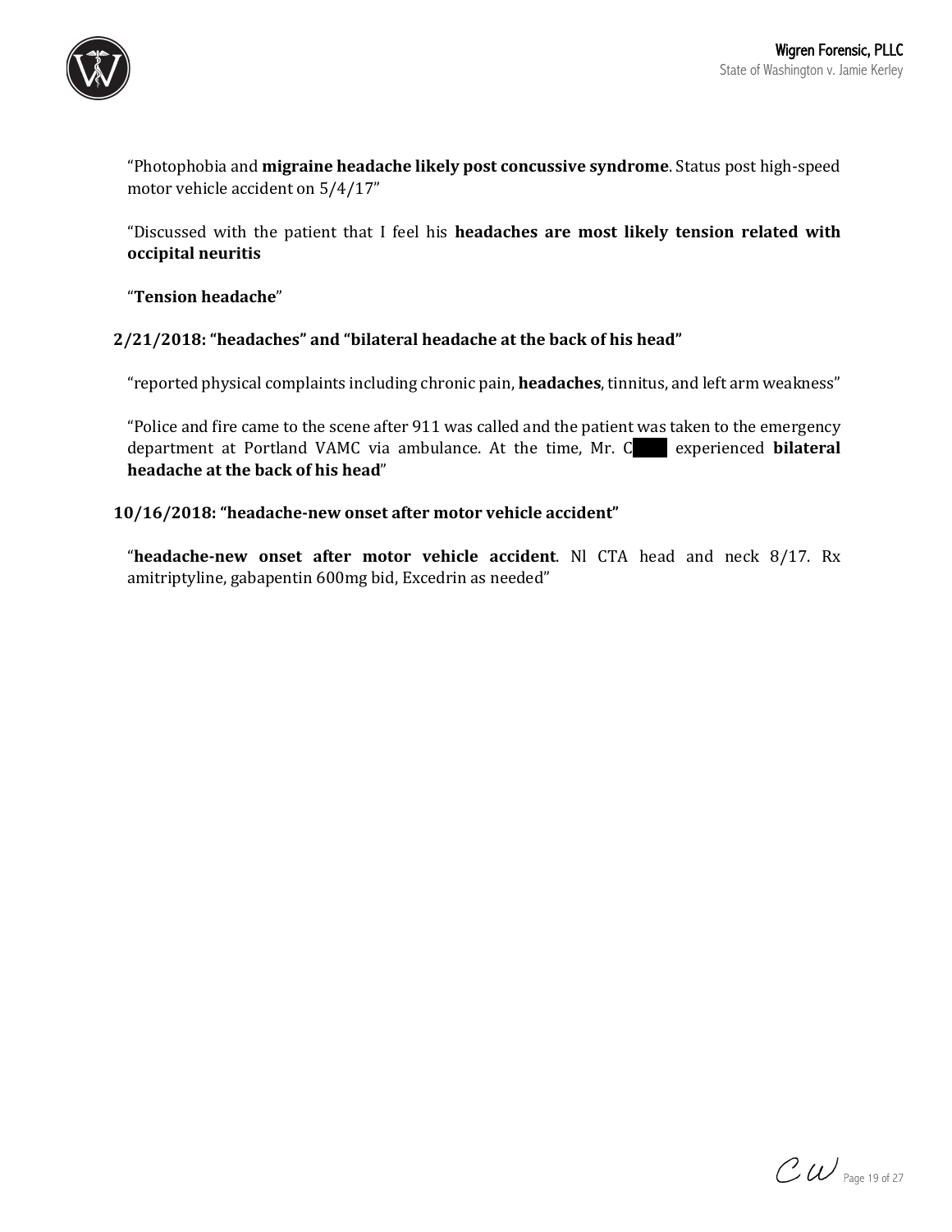"Photophobia and **migraine headache likely post concussive syndrome**. Status post high-speed motor vehicle accident on 5/4/17"

"Discussed with the patient that I feel his **headaches are most likely tension related with occipital neuritis**

"**Tension headache**"

**2/21/2018: "headaches" and "bilateral headache at the back of his head"**

"reported physical complaints including chronic pain, **headaches**, tinnitus, and left arm weakness"

"Police and fire came to the scene after 911 was called and the patient was taken to the emergency department at Portland VAMC via ambulance. At the time, Mr. C experienced **bilateral headache at the back of his head**"

**10/16/2018: "headache-new onset after motor vehicle accident"**

"**headache-new onset after motor vehicle accident**. Nl CTA head and neck 8/17. Rx amitriptyline, gabapentin 600mg bid, Excedrin as needed"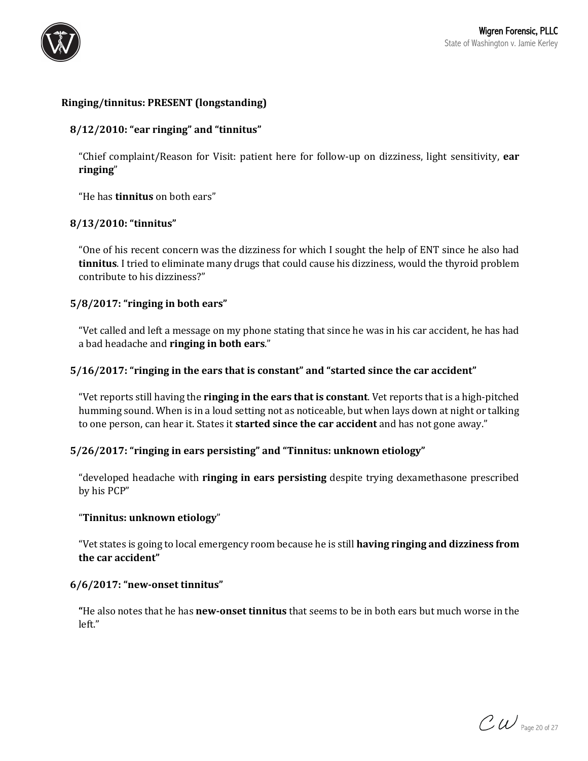**Ringing/tinnitus: PRESENT (longstanding)**

**8/12/2010: "ear ringing" and "tinnitus"**

> "Chief complaint/Reason for Visit: patient here for follow-up on dizziness, light sensitivity, **ear ringing**"
>
> "He has **tinnitus** on both ears"

**8/13/2010: "tinnitus"**

> "One of his recent concern was the dizziness for which I sought the help of ENT since he also had **tinnitus**. I tried to eliminate many drugs that could cause his dizziness, would the thyroid problem contribute to his dizziness?"

**5/8/2017: "ringing in both ears"**

> "Vet called and left a message on my phone stating that since he was in his car accident, he has had a bad headache and **ringing in both ears**."

**5/16/2017: "ringing in the ears that is constant" and "started since the car accident"**

> "Vet reports still having the **ringing in the ears that is constant**. Vet reports that is a high-pitched humming sound. When is in a loud setting not as noticeable, but when lays down at night or talking to one person, can hear it. States it **started since the car accident** and has not gone away."

**5/26/2017: "ringing in ears persisting" and "Tinnitus: unknown etiology"**

> "developed headache with **ringing in ears persisting** despite trying dexamethasone prescribed by his PCP"
>
> "**Tinnitus: unknown etiology**"
>
> "Vet states is going to local emergency room because he is still **having ringing and dizziness from the car accident"**

**6/6/2017: "new-onset tinnitus"**

> **"**He also notes that he has **new-onset tinnitus** that seems to be in both ears but much worse in the left."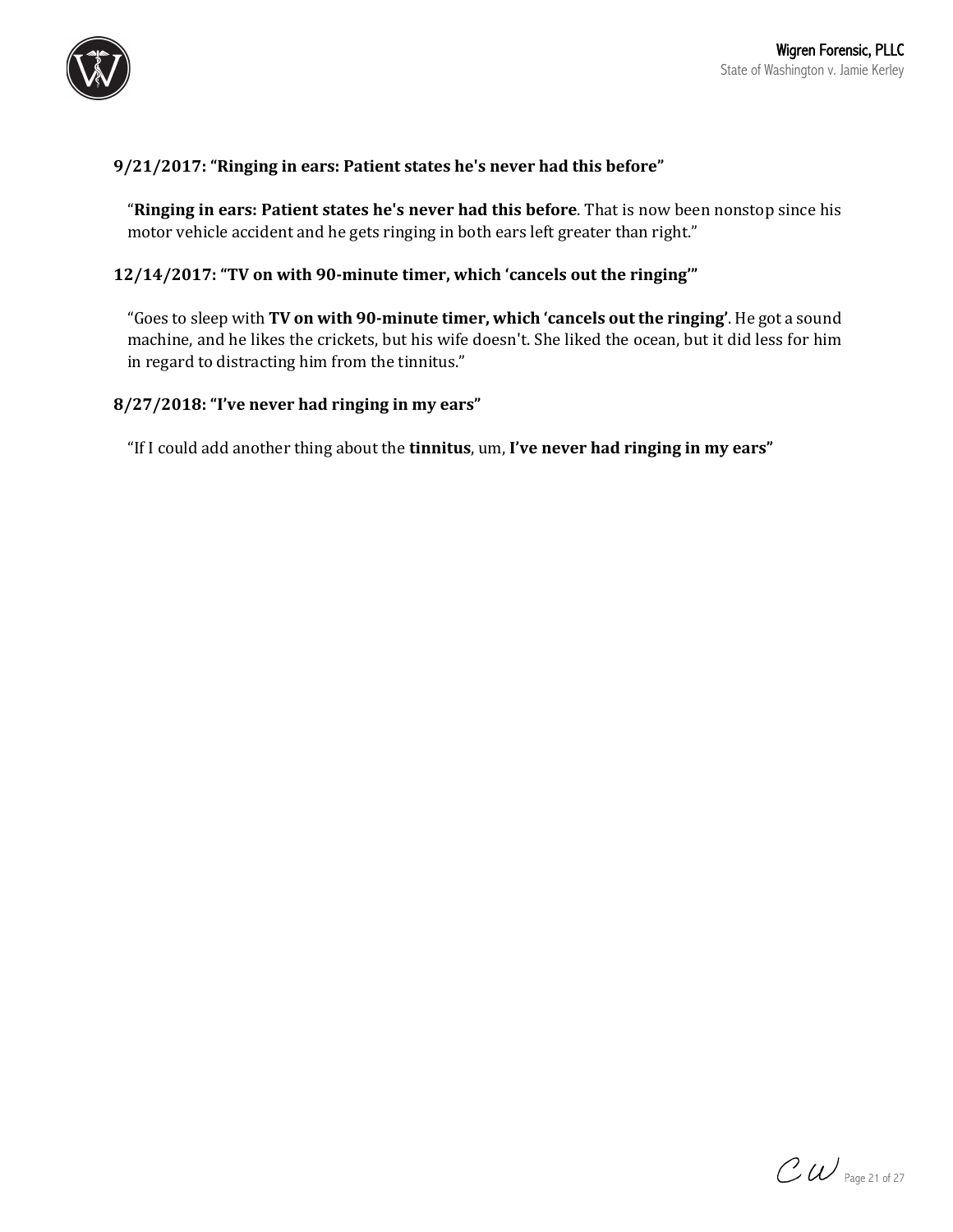**9/21/2017: "Ringing in ears: Patient states he's never had this before"**

"**Ringing in ears: Patient states he's never had this before**. That is now been nonstop since his motor vehicle accident and he gets ringing in both ears left greater than right."

**12/14/2017: "TV on with 90-minute timer, which 'cancels out the ringing'"**

"Goes to sleep with **TV on with 90-minute timer, which 'cancels out the ringing'**. He got a sound machine, and he likes the crickets, but his wife doesn't. She liked the ocean, but it did less for him in regard to distracting him from the tinnitus."

**8/27/2018: "I've never had ringing in my ears"**

"If I could add another thing about the **tinnitus**, um, **I've never had ringing in my ears"**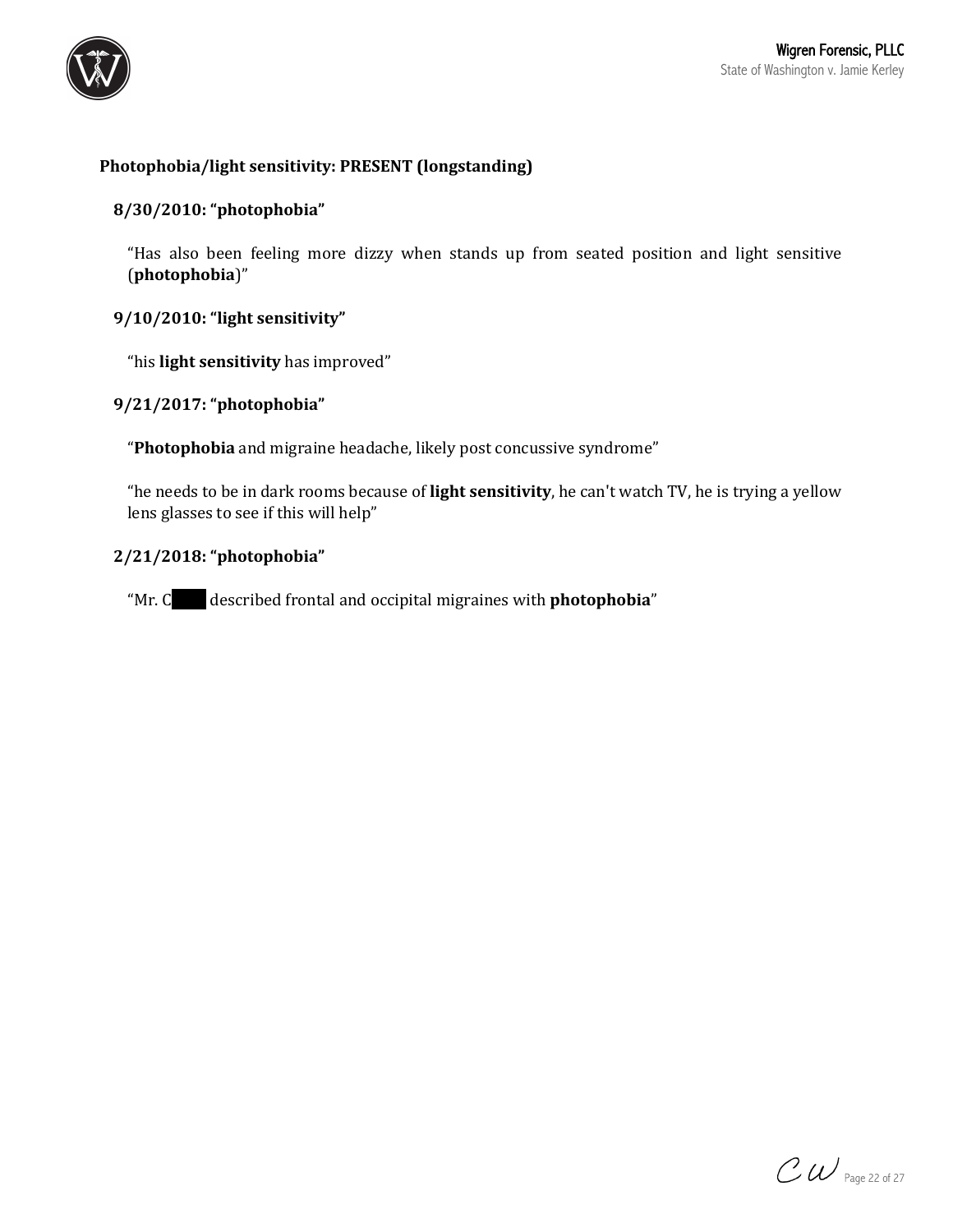**Photophobia/light sensitivity: PRESENT (longstanding)**

**8/30/2010: "photophobia"**

"Has also been feeling more dizzy when stands up from seated position and light sensitive (**photophobia**)"

**9/10/2010: "light sensitivity"**

"his **light sensitivity** has improved"

**9/21/2017: "photophobia"**

"**Photophobia** and migraine headache, likely post concussive syndrome"

"he needs to be in dark rooms because of **light sensitivity**, he can't watch TV, he is trying a yellow lens glasses to see if this will help"

**2/21/2018: "photophobia"**

"Mr. C[REDACTED] described frontal and occipital migraines with **photophobia**"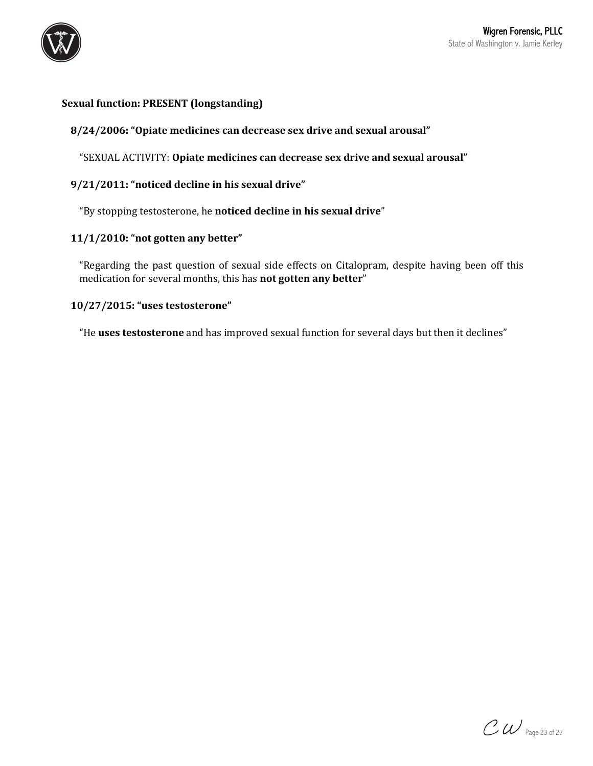**Sexual function: PRESENT (longstanding)**

**8/24/2006: "Opiate medicines can decrease sex drive and sexual arousal"**

"SEXUAL ACTIVITY: **Opiate medicines can decrease sex drive and sexual arousal"**

**9/21/2011: "noticed decline in his sexual drive"**

"By stopping testosterone, he **noticed decline in his sexual drive**"

**11/1/2010: "not gotten any better"**

"Regarding the past question of sexual side effects on Citalopram, despite having been off this medication for several months, this has **not gotten any better**"

**10/27/2015: "uses testosterone"**

"He **uses testosterone** and has improved sexual function for several days but then it declines"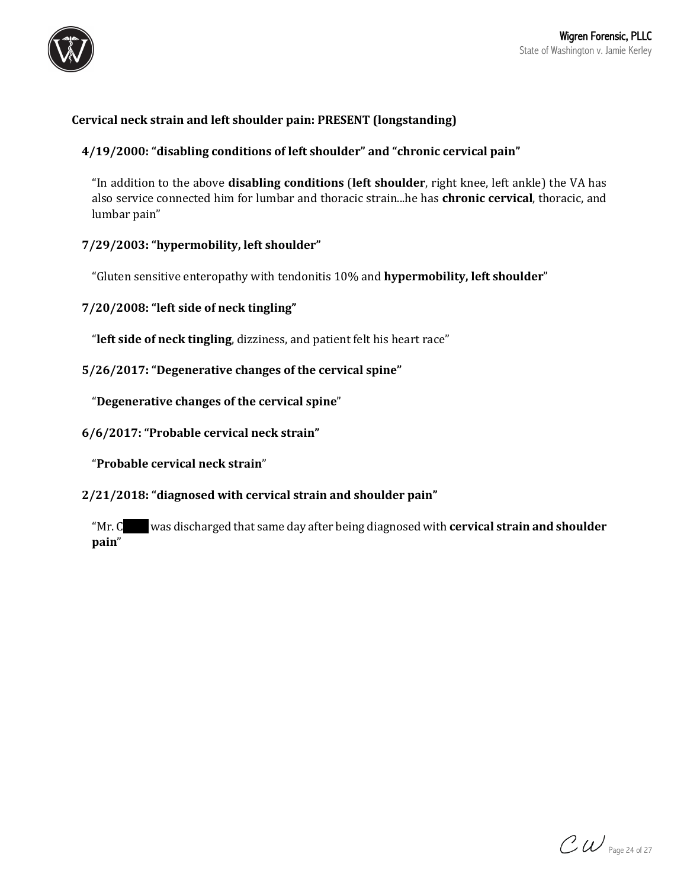**Cervical neck strain and left shoulder pain: PRESENT (longstanding)**

**4/19/2000: "disabling conditions of left shoulder" and "chronic cervical pain"**

"In addition to the above **disabling conditions** (**left shoulder**, right knee, left ankle) the VA has also service connected him for lumbar and thoracic strain...he has **chronic cervical**, thoracic, and lumbar pain"

**7/29/2003: "hypermobility, left shoulder"**

"Gluten sensitive enteropathy with tendonitis 10% and **hypermobility, left shoulder**"

**7/20/2008: "left side of neck tingling"**

"**left side of neck tingling**, dizziness, and patient felt his heart race"

**5/26/2017: "Degenerative changes of the cervical spine"**

"**Degenerative changes of the cervical spine**"

**6/6/2017: "Probable cervical neck strain"**

"**Probable cervical neck strain**"

**2/21/2018: "diagnosed with cervical strain and shoulder pain"**

"Mr. C█████ was discharged that same day after being diagnosed with **cervical strain and shoulder pain**"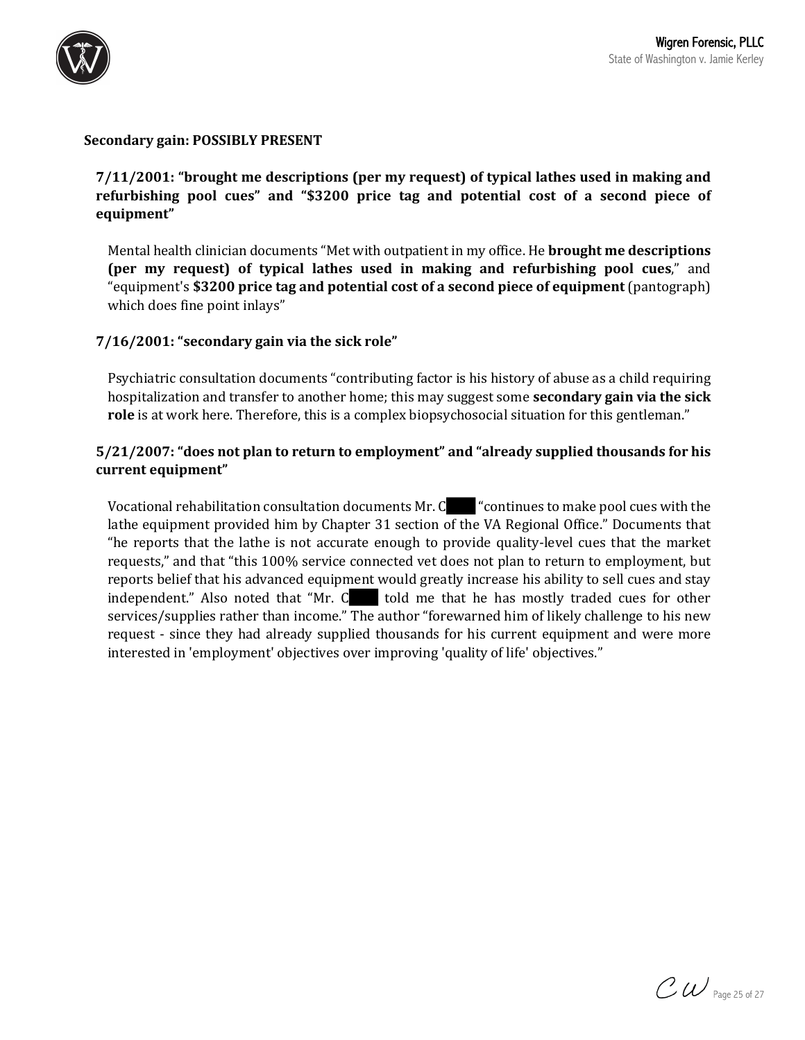**Secondary gain: POSSIBLY PRESENT**

**7/11/2001: "brought me descriptions (per my request) of typical lathes used in making and refurbishing pool cues" and "$3200 price tag and potential cost of a second piece of equipment"**

Mental health clinician documents "Met with outpatient in my office. He **brought me descriptions (per my request) of typical lathes used in making and refurbishing pool cues**," and "equipment's **$3200 price tag and potential cost of a second piece of equipment** (pantograph) which does fine point inlays"

**7/16/2001: "secondary gain via the sick role"**

Psychiatric consultation documents "contributing factor is his history of abuse as a child requiring hospitalization and transfer to another home; this may suggest some **secondary gain via the sick role** is at work here. Therefore, this is a complex biopsychosocial situation for this gentleman."

**5/21/2007: "does not plan to return to employment" and "already supplied thousands for his current equipment"**

Vocational rehabilitation consultation documents Mr. C[redacted] "continues to make pool cues with the lathe equipment provided him by Chapter 31 section of the VA Regional Office." Documents that "he reports that the lathe is not accurate enough to provide quality-level cues that the market requests," and that "this 100% service connected vet does not plan to return to employment, but reports belief that his advanced equipment would greatly increase his ability to sell cues and stay independent." Also noted that "Mr. C[redacted] told me that he has mostly traded cues for other services/supplies rather than income." The author "forewarned him of likely challenge to his new request - since they had already supplied thousands for his current equipment and were more interested in 'employment' objectives over improving 'quality of life' objectives."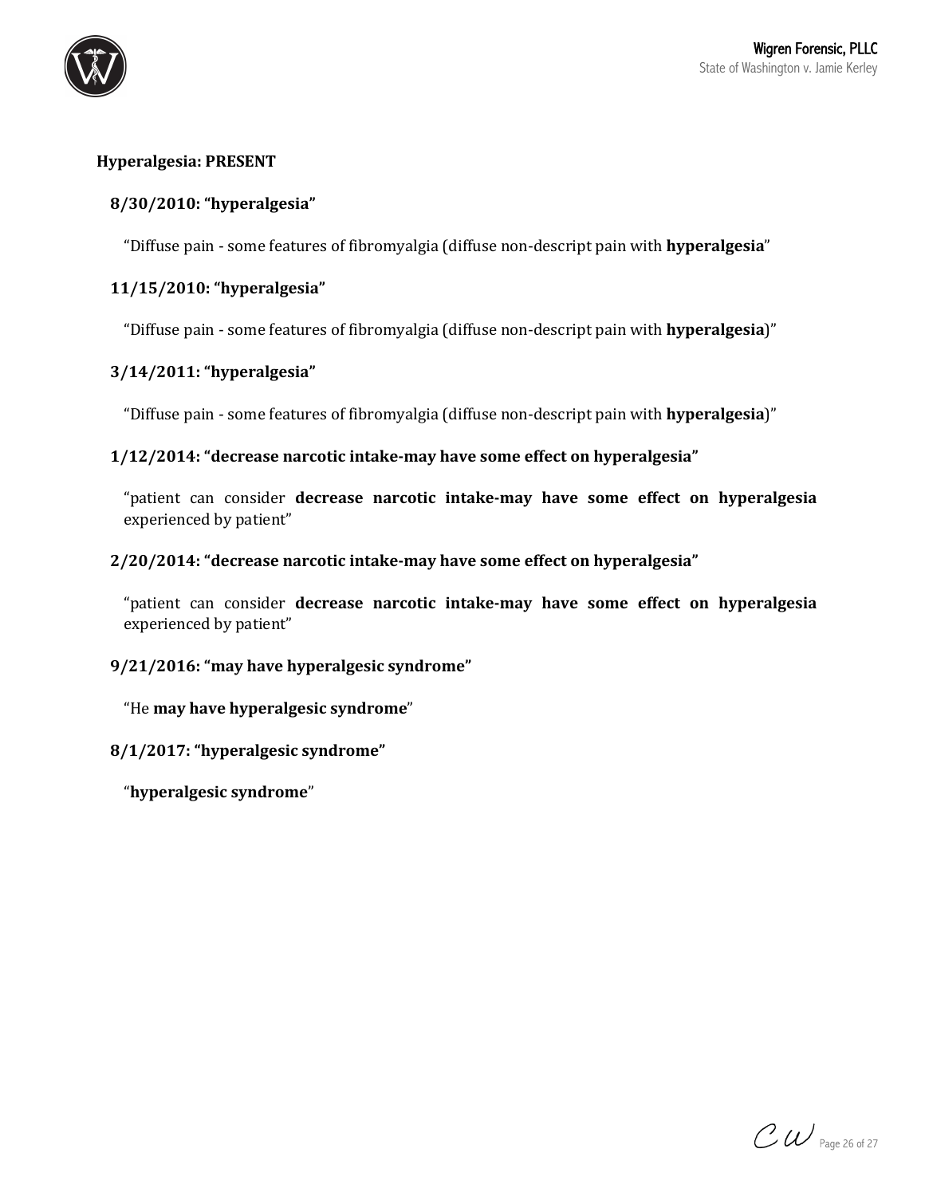**Hyperalgesia: PRESENT**

**8/30/2010: "hyperalgesia"**

"Diffuse pain - some features of fibromyalgia (diffuse non-descript pain with **hyperalgesia**"

**11/15/2010: "hyperalgesia"**

"Diffuse pain - some features of fibromyalgia (diffuse non-descript pain with **hyperalgesia**)"

**3/14/2011: "hyperalgesia"**

"Diffuse pain - some features of fibromyalgia (diffuse non-descript pain with **hyperalgesia**)"

**1/12/2014: "decrease narcotic intake-may have some effect on hyperalgesia"**

"patient can consider **decrease narcotic intake-may have some effect on hyperalgesia** experienced by patient"

**2/20/2014: "decrease narcotic intake-may have some effect on hyperalgesia"**

"patient can consider **decrease narcotic intake-may have some effect on hyperalgesia** experienced by patient"

**9/21/2016: "may have hyperalgesic syndrome"**

"He **may have hyperalgesic syndrome**"

**8/1/2017: "hyperalgesic syndrome"**

"**hyperalgesic syndrome**"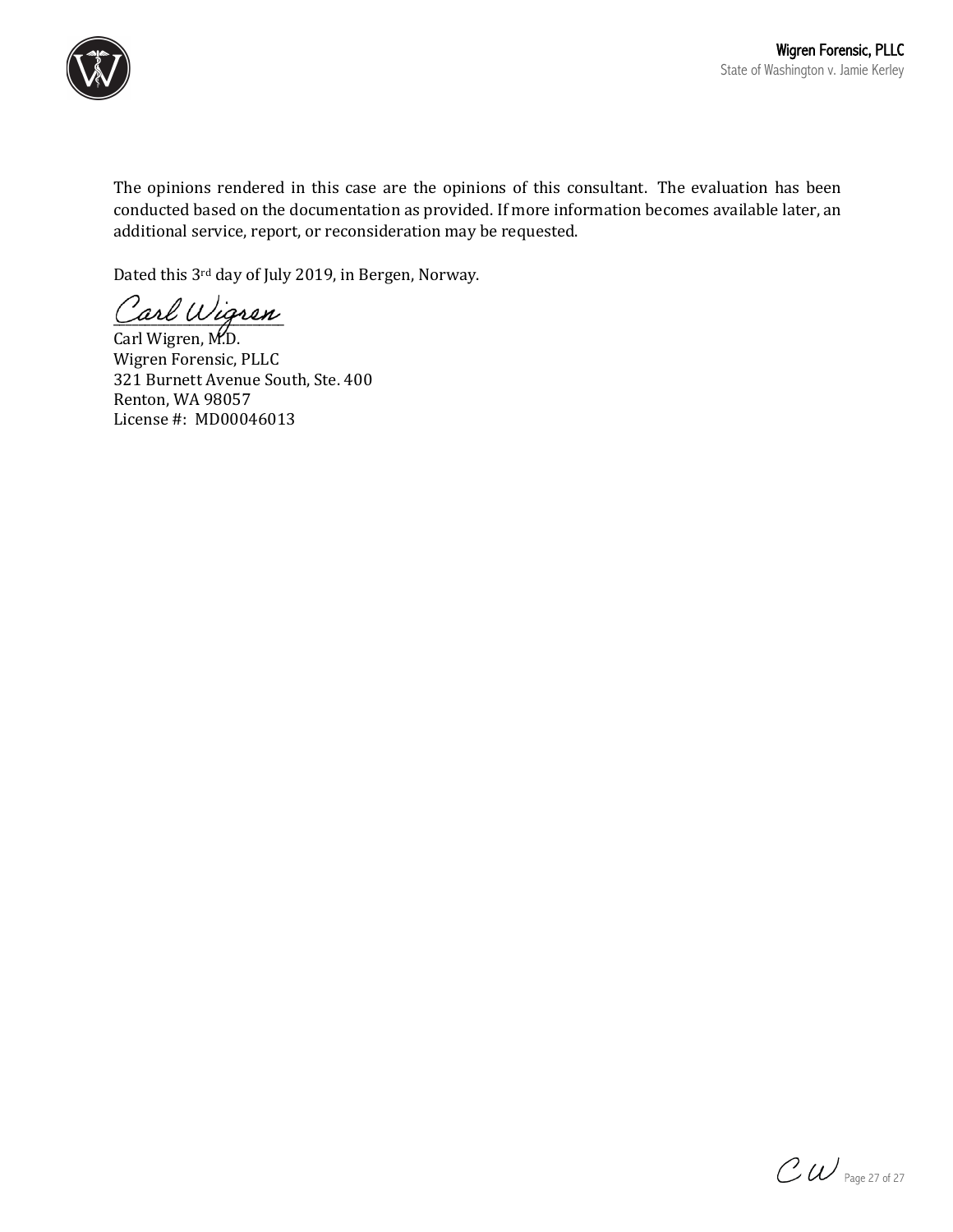The opinions rendered in this case are the opinions of this consultant. The evaluation has been conducted based on the documentation as provided. If more information becomes available later, an additional service, report, or reconsideration may be requested.

Dated this 3rd day of July 2019, in Bergen, Norway.

*Carl Wigren*

Carl Wigren, M.D.
Wigren Forensic, PLLC
321 Burnett Avenue South, Ste. 400
Renton, WA 98057
License #: MD00046013